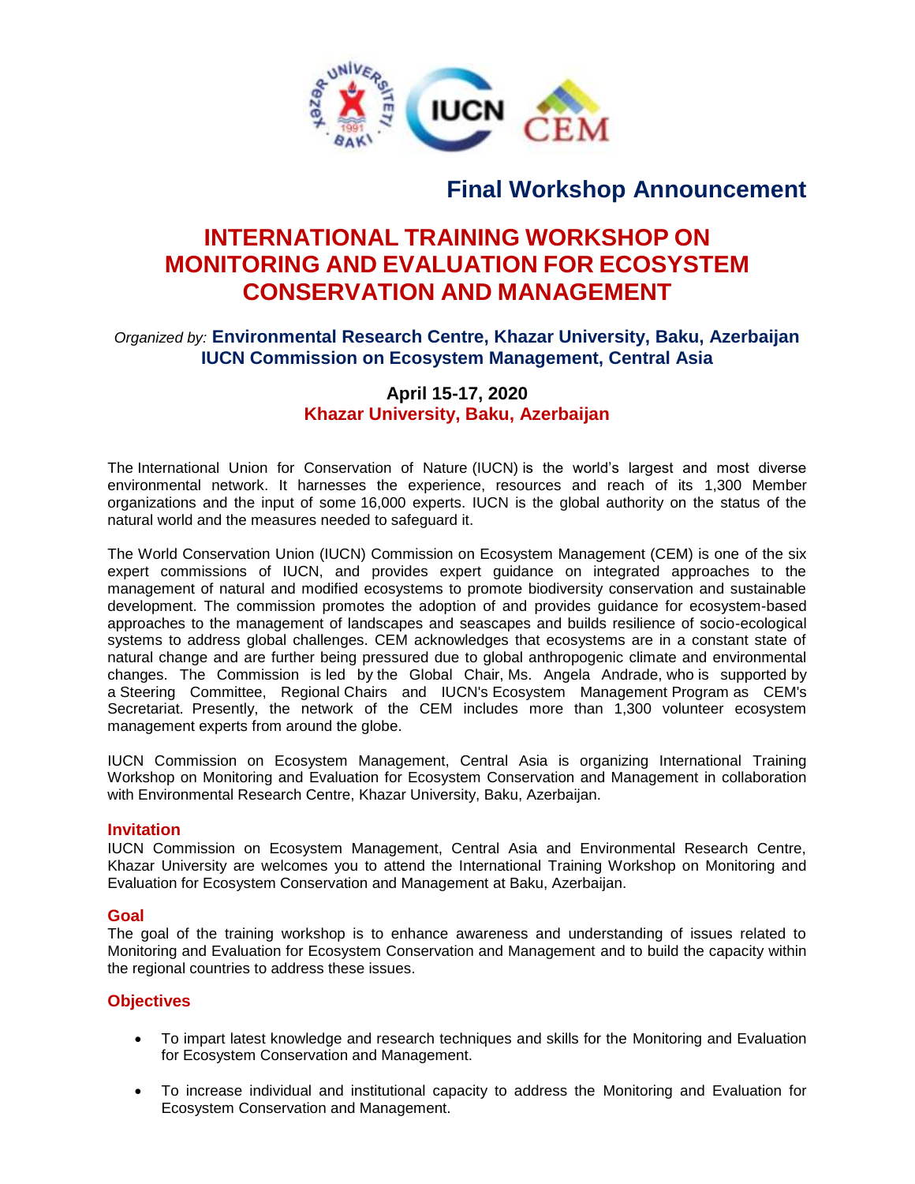## Final Workshop Announcement

# INTERNATIONAL TRAINING WORKSHOP ON MONITORING AND EVALUATION FOR ECOSYSTEM CONSERVATION AND MANAGEMENT

*Organized by:* **Environmental Research Centre, Khazar University, Baku, Azerbaijan**
**IUCN Commission on Ecosystem Management, Central Asia**

**April 15-17, 2020**
**Khazar University, Baku, Azerbaijan**

The International Union for Conservation of Nature (IUCN) is the world's largest and most diverse environmental network. It harnesses the experience, resources and reach of its 1,300 Member organizations and the input of some 16,000 experts. IUCN is the global authority on the status of the natural world and the measures needed to safeguard it.

The World Conservation Union (IUCN) Commission on Ecosystem Management (CEM) is one of the six expert commissions of IUCN, and provides expert guidance on integrated approaches to the management of natural and modified ecosystems to promote biodiversity conservation and sustainable development. The commission promotes the adoption of and provides guidance for ecosystem-based approaches to the management of landscapes and seascapes and builds resilience of socio-ecological systems to address global challenges. CEM acknowledges that ecosystems are in a constant state of natural change and are further being pressured due to global anthropogenic climate and environmental changes. The Commission is led by the Global Chair, Ms. Angela Andrade, who is supported by a Steering Committee, Regional Chairs and IUCN's Ecosystem Management Program as CEM's Secretariat. Presently, the network of the CEM includes more than 1,300 volunteer ecosystem management experts from around the globe.

IUCN Commission on Ecosystem Management, Central Asia is organizing International Training Workshop on Monitoring and Evaluation for Ecosystem Conservation and Management in collaboration with Environmental Research Centre, Khazar University, Baku, Azerbaijan.

### Invitation

IUCN Commission on Ecosystem Management, Central Asia and Environmental Research Centre, Khazar University are welcomes you to attend the International Training Workshop on Monitoring and Evaluation for Ecosystem Conservation and Management at Baku, Azerbaijan.

### Goal

The goal of the training workshop is to enhance awareness and understanding of issues related to Monitoring and Evaluation for Ecosystem Conservation and Management and to build the capacity within the regional countries to address these issues.

### Objectives

- To impart latest knowledge and research techniques and skills for the Monitoring and Evaluation for Ecosystem Conservation and Management.
- To increase individual and institutional capacity to address the Monitoring and Evaluation for Ecosystem Conservation and Management.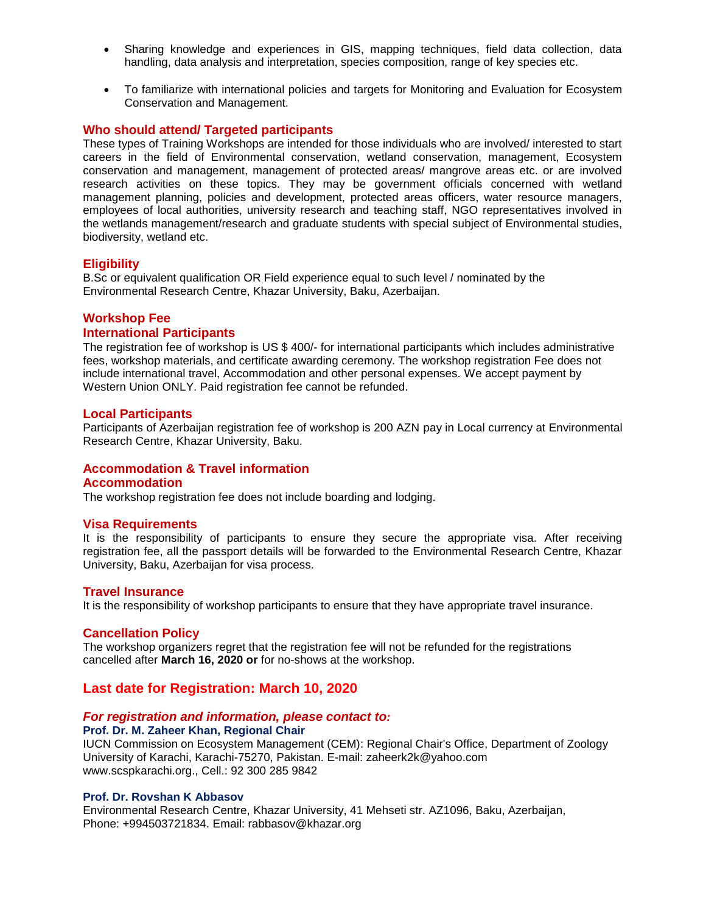- Sharing knowledge and experiences in GIS, mapping techniques, field data collection, data handling, data analysis and interpretation, species composition, range of key species etc.

- To familiarize with international policies and targets for Monitoring and Evaluation for Ecosystem Conservation and Management.

## Who should attend/ Targeted participants

These types of Training Workshops are intended for those individuals who are involved/ interested to start careers in the field of Environmental conservation, wetland conservation, management, Ecosystem conservation and management, management of protected areas/ mangrove areas etc. or are involved research activities on these topics. They may be government officials concerned with wetland management planning, policies and development, protected areas officers, water resource managers, employees of local authorities, university research and teaching staff, NGO representatives involved in the wetlands management/research and graduate students with special subject of Environmental studies, biodiversity, wetland etc.

## Eligibility

B.Sc or equivalent qualification OR Field experience equal to such level / nominated by the Environmental Research Centre, Khazar University, Baku, Azerbaijan.

## Workshop Fee

### International Participants

The registration fee of workshop is US $ 400/- for international participants which includes administrative fees, workshop materials, and certificate awarding ceremony. The workshop registration Fee does not include international travel, Accommodation and other personal expenses. We accept payment by Western Union ONLY. Paid registration fee cannot be refunded.

### Local Participants

Participants of Azerbaijan registration fee of workshop is 200 AZN pay in Local currency at Environmental Research Centre, Khazar University, Baku.

## Accommodation & Travel information

### Accommodation

The workshop registration fee does not include boarding and lodging.

### Visa Requirements

It is the responsibility of participants to ensure they secure the appropriate visa. After receiving registration fee, all the passport details will be forwarded to the Environmental Research Centre, Khazar University, Baku, Azerbaijan for visa process.

### Travel Insurance

It is the responsibility of workshop participants to ensure that they have appropriate travel insurance.

### Cancellation Policy

The workshop organizers regret that the registration fee will not be refunded for the registrations cancelled after **March 16, 2020 or** for no-shows at the workshop.

## Last date for Registration: March 10, 2020

***For registration and information, please contact to:***

**Prof. Dr. M. Zaheer Khan, Regional Chair**
IUCN Commission on Ecosystem Management (CEM): Regional Chair's Office, Department of Zoology University of Karachi, Karachi-75270, Pakistan. E-mail: zaheerk2k@yahoo.com
www.scspkarachi.org., Cell.: 92 300 285 9842

**Prof. Dr. Rovshan K Abbasov**
Environmental Research Centre, Khazar University, 41 Mehseti str. AZ1096, Baku, Azerbaijan,
Phone: +994503721834. Email: rabbasov@khazar.org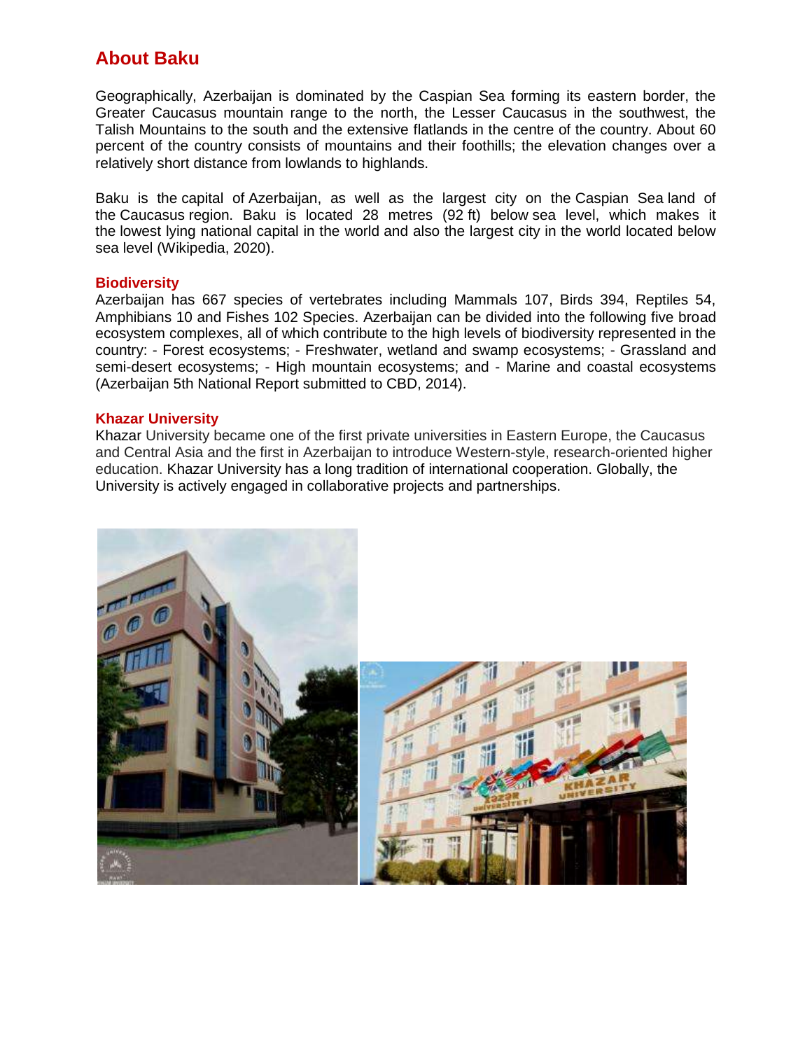## About Baku

Geographically, Azerbaijan is dominated by the Caspian Sea forming its eastern border, the Greater Caucasus mountain range to the north, the Lesser Caucasus in the southwest, the Talish Mountains to the south and the extensive flatlands in the centre of the country. About 60 percent of the country consists of mountains and their foothills; the elevation changes over a relatively short distance from lowlands to highlands.

Baku is the capital of Azerbaijan, as well as the largest city on the Caspian Sea land of the Caucasus region. Baku is located 28 metres (92 ft) below sea level, which makes it the lowest lying national capital in the world and also the largest city in the world located below sea level (Wikipedia, 2020).

### Biodiversity

Azerbaijan has 667 species of vertebrates including Mammals 107, Birds 394, Reptiles 54, Amphibians 10 and Fishes 102 Species. Azerbaijan can be divided into the following five broad ecosystem complexes, all of which contribute to the high levels of biodiversity represented in the country: - Forest ecosystems; - Freshwater, wetland and swamp ecosystems; - Grassland and semi-desert ecosystems; - High mountain ecosystems; and - Marine and coastal ecosystems (Azerbaijan 5th National Report submitted to CBD, 2014).

### Khazar University

Khazar University became one of the first private universities in Eastern Europe, the Caucasus and Central Asia and the first in Azerbaijan to introduce Western-style, research-oriented higher education. Khazar University has a long tradition of international cooperation. Globally, the University is actively engaged in collaborative projects and partnerships.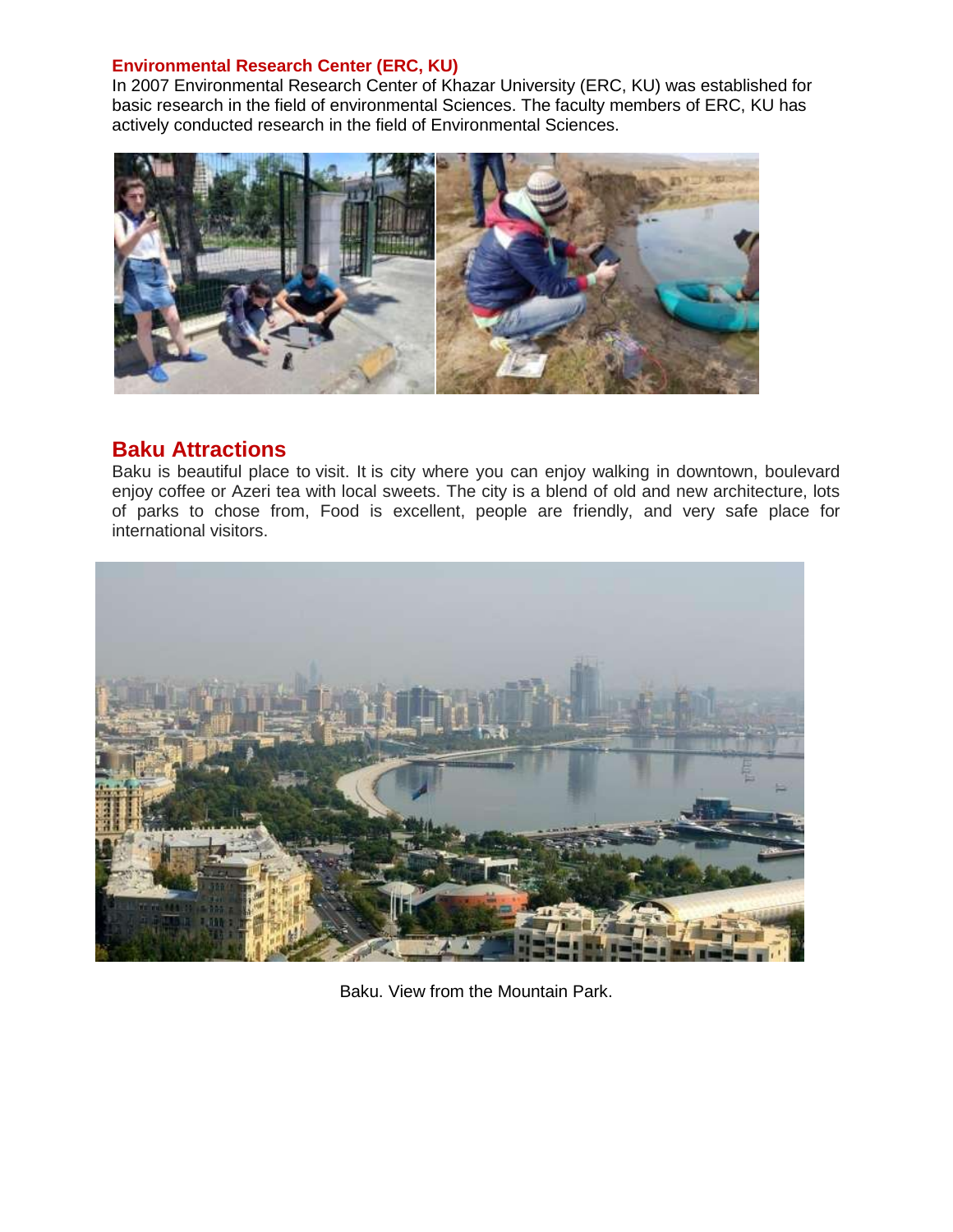**Environmental Research Center (ERC, KU)**

In 2007 Environmental Research Center of Khazar University (ERC, KU) was established for basic research in the field of environmental Sciences. The faculty members of ERC, KU has actively conducted research in the field of Environmental Sciences.

## Baku Attractions

Baku is beautiful place to visit. It is city where you can enjoy walking in downtown, boulevard enjoy coffee or Azeri tea with local sweets. The city is a blend of old and new architecture, lots of parks to chose from, Food is excellent, people are friendly, and very safe place for international visitors.

Baku. View from the Mountain Park.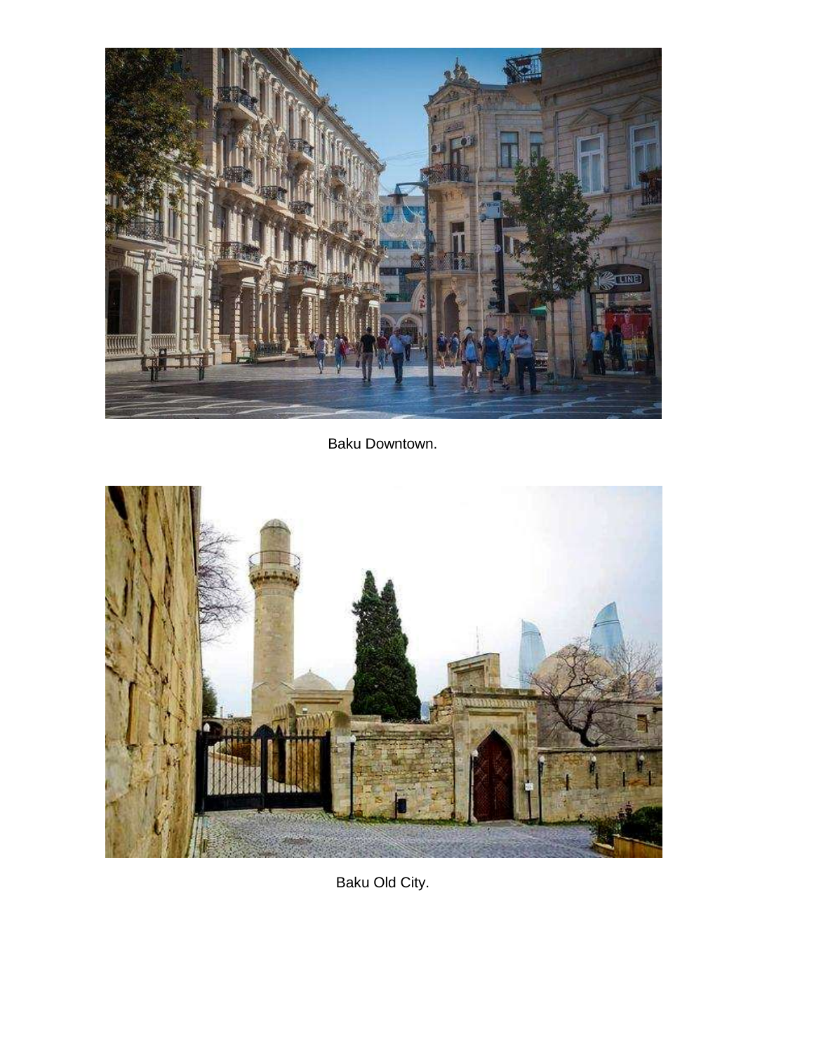Baku Downtown.

Baku Old City.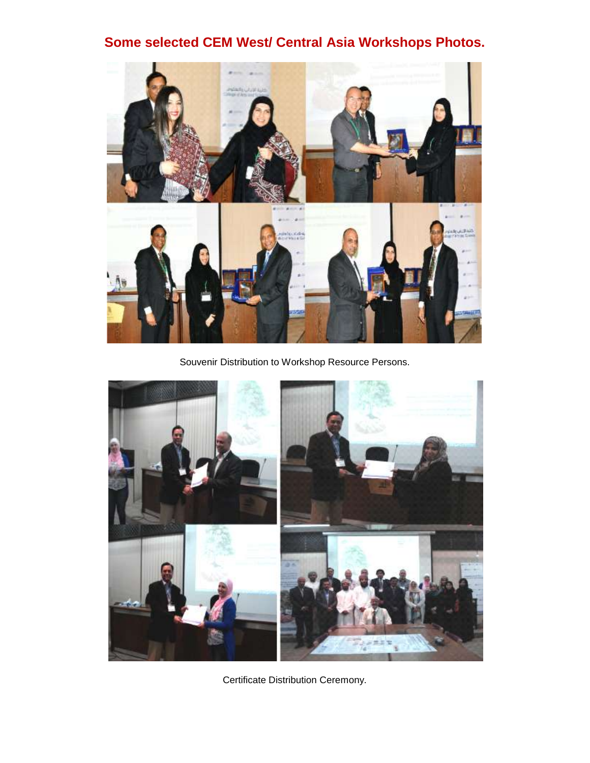## Some selected CEM West/ Central Asia Workshops Photos.

Souvenir Distribution to Workshop Resource Persons.

Certificate Distribution Ceremony.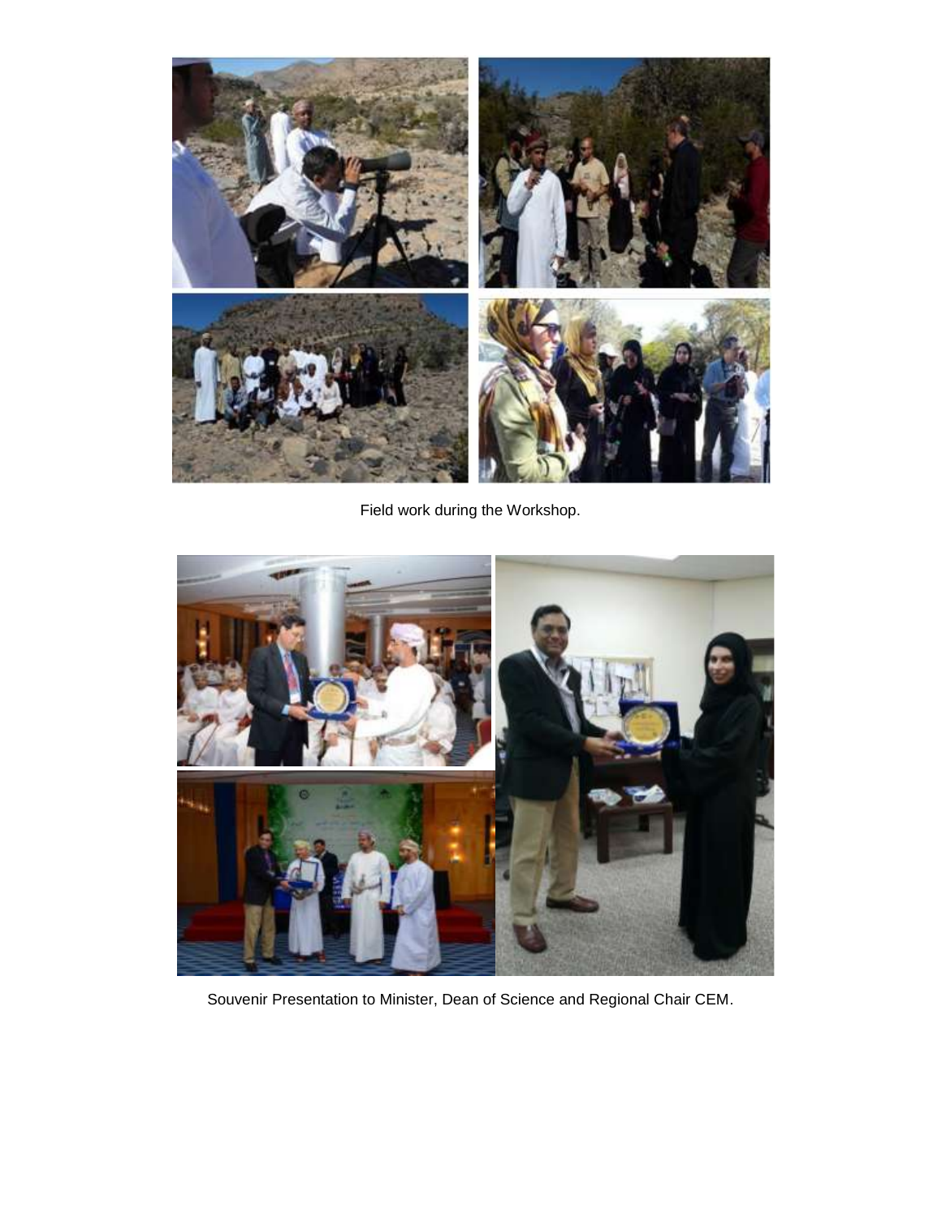Field work during the Workshop.

Souvenir Presentation to Minister, Dean of Science and Regional Chair CEM.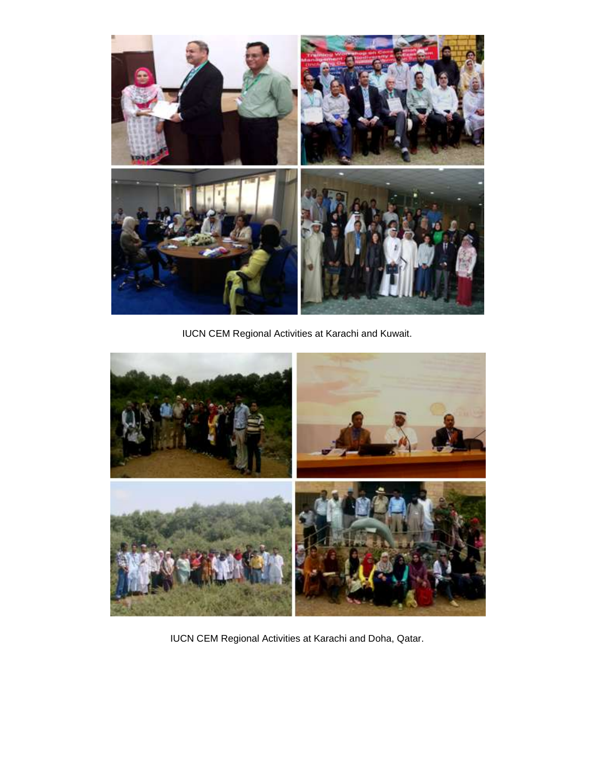IUCN CEM Regional Activities at Karachi and Kuwait.

IUCN CEM Regional Activities at Karachi and Doha, Qatar.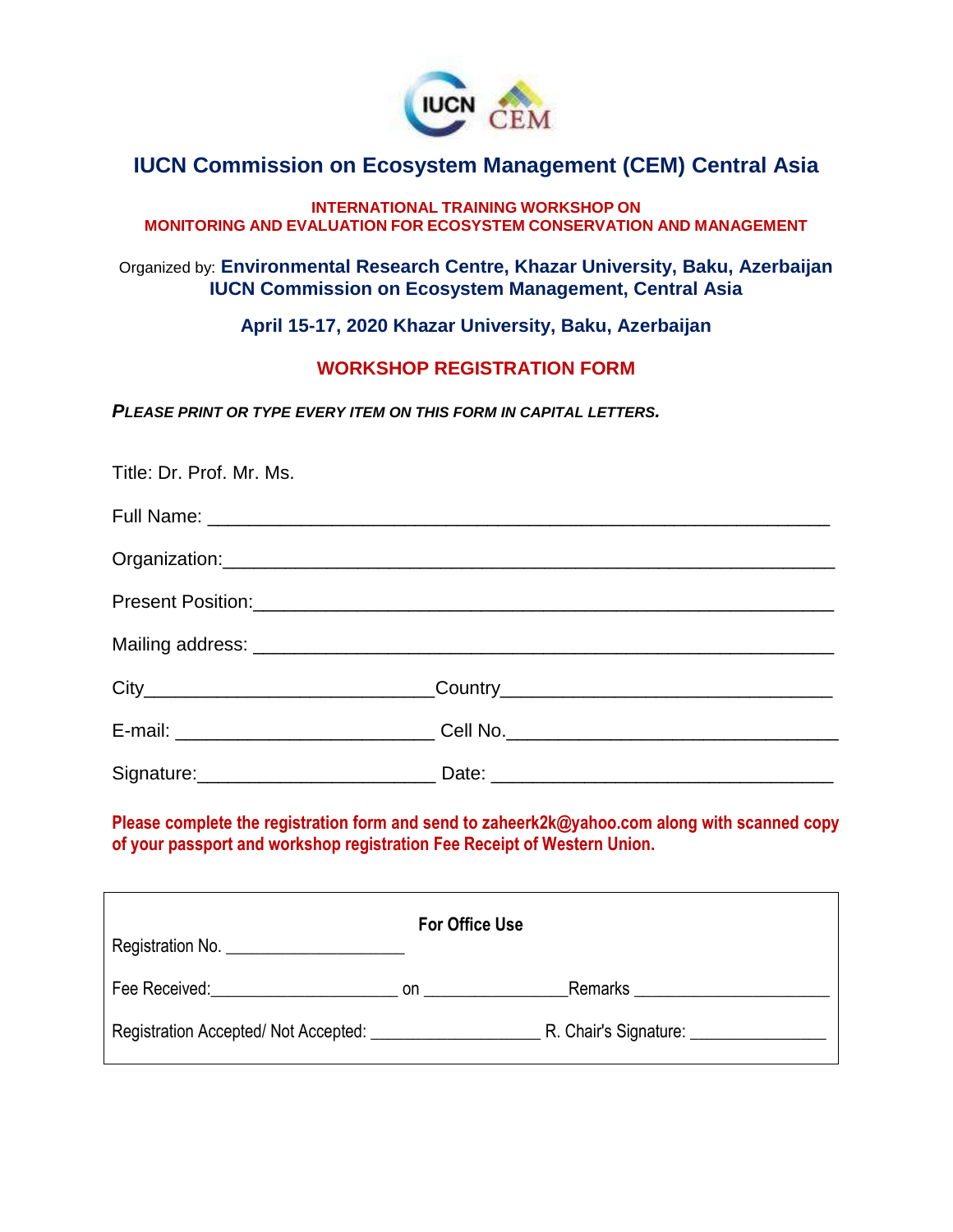# IUCN Commission on Ecosystem Management (CEM) Central Asia

**INTERNATIONAL TRAINING WORKSHOP ON**
**MONITORING AND EVALUATION FOR ECOSYSTEM CONSERVATION AND MANAGEMENT**

Organized by: **Environmental Research Centre, Khazar University, Baku, Azerbaijan**
**IUCN Commission on Ecosystem Management, Central Asia**

**April 15-17, 2020 Khazar University, Baku, Azerbaijan**

## WORKSHOP REGISTRATION FORM

***PLEASE PRINT OR TYPE EVERY ITEM ON THIS FORM IN CAPITAL LETTERS.***

Title: Dr. Prof. Mr. Ms.

Full Name: ____________________________________________________________

Organization:___________________________________________________________

Present Position:_______________________________________________________

Mailing address: _______________________________________________________

City___________________________Country_______________________________

E-mail: ________________________ Cell No.________________________________

Signature:______________________ Date: _________________________________

**Please complete the registration form and send to zaheerk2k@yahoo.com along with scanned copy of your passport and workshop registration Fee Receipt of Western Union.**

**For Office Use**

Registration No. ____________________

Fee Received:_____________________ on _______________Remarks _____________________

Registration Accepted/ Not Accepted: ___________________ R. Chair's Signature: _______________